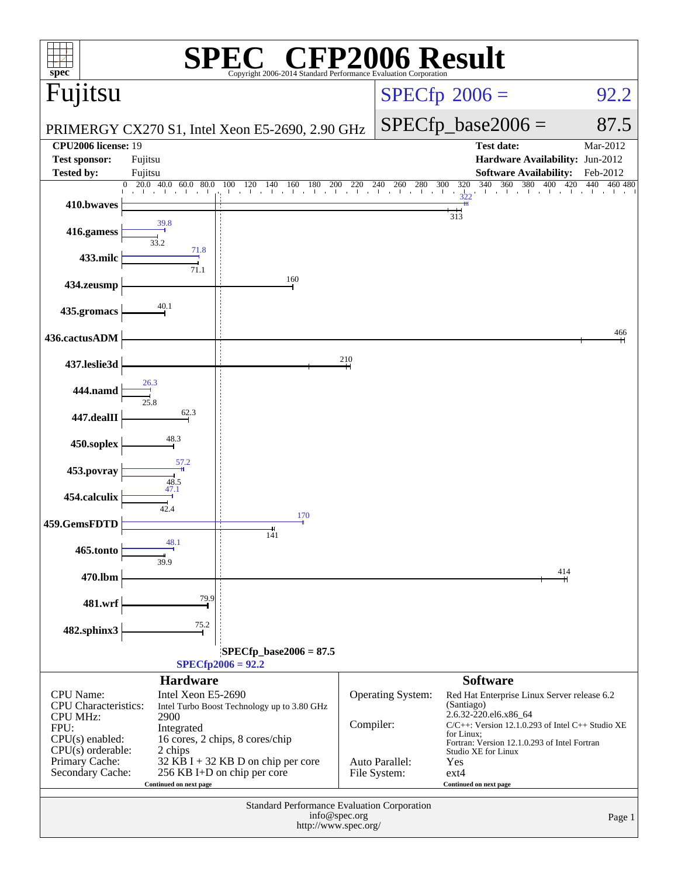# SPEC CFP2006 Result

Copyright 2006-2014 Standard Performance Evaluation Corporation

## Fujitsu

PRIMERGY CX270 S1, Intel Xeon E5-2690, 2.90 GHz

SPECfp 2006 = 92.2

SPECfp_base2006 = 87.5

| | | | |
|---|---|---|---|
| **CPU2006 license:** | 19 | **Test date:** | Mar-2012 |
| **Test sponsor:** | Fujitsu | **Hardware Availability:** | Jun-2012 |
| **Tested by:** | Fujitsu | **Software Availability:** | Feb-2012 |

| Benchmark | Peak | Base |
|---|---|---|
| 410.bwaves | 322 | 313 |
| 416.gamess | 39.8 | 33.2 |
| 433.milc | 71.8 | 71.1 |
| 434.zeusmp | 160 | 160 |
| 435.gromacs | 40.1 | 40.1 |
| 436.cactusADM | 466 | 466 |
| 437.leslie3d | 210 | 210 |
| 444.namd | 26.3 | 25.8 |
| 447.dealII | 62.3 | 62.3 |
| 450.soplex | 48.3 | 48.3 |
| 453.povray | 57.2 | 48.5 |
| 454.calculix | 47.1 | 42.4 |
| 459.GemsFDTD | 170 | 141 |
| 465.tonto | 48.1 | 39.9 |
| 470.lbm | 414 | 414 |
| 481.wrf | 79.9 | 79.9 |
| 482.sphinx3 | 75.2 | 75.2 |

SPECfp_base2006 = 87.5

SPECfp2006 = 92.2

### Hardware

| | |
|---|---|
| CPU Name: | Intel Xeon E5-2690 |
| CPU Characteristics: | Intel Turbo Boost Technology up to 3.80 GHz |
| CPU MHz: | 2900 |
| FPU: | Integrated |
| CPU(s) enabled: | 16 cores, 2 chips, 8 cores/chip |
| CPU(s) orderable: | 2 chips |
| Primary Cache: | 32 KB I + 32 KB D on chip per core |
| Secondary Cache: | 256 KB I+D on chip per core |

Continued on next page

### Software

| | |
|---|---|
| Operating System: | Red Hat Enterprise Linux Server release 6.2 (Santiago) 2.6.32-220.el6.x86_64 |
| Compiler: | C/C++: Version 12.1.0.293 of Intel C++ Studio XE for Linux; Fortran: Version 12.1.0.293 of Intel Fortran Studio XE for Linux |
| Auto Parallel: | Yes |
| File System: | ext4 |

Continued on next page

Standard Performance Evaluation Corporation
info@spec.org
http://www.spec.org/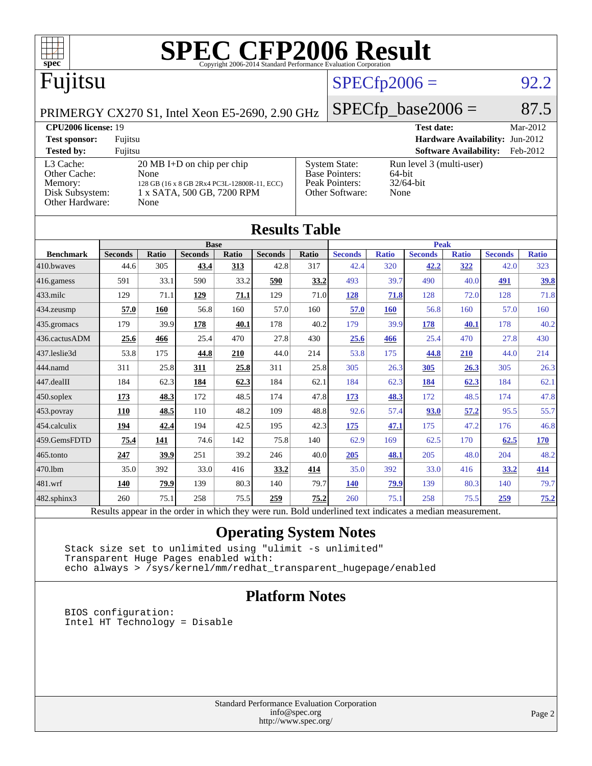# SPEC CFP2006 Result

Copyright 2006-2014 Standard Performance Evaluation Corporation

## Fujitsu

PRIMERGY CX270 S1, Intel Xeon E5-2690, 2.90 GHz

SPECfp2006 = 92.2

SPECfp_base2006 = 87.5

| | | | |
|---|---|---|---|
| **CPU2006 license:** 19 | | **Test date:** | Mar-2012 |
| **Test sponsor:** | Fujitsu | **Hardware Availability:** | Jun-2012 |
| **Tested by:** | Fujitsu | **Software Availability:** | Feb-2012 |

| | | | |
|---|---|---|---|
| L3 Cache: | 20 MB I+D on chip per chip | System State: | Run level 3 (multi-user) |
| Other Cache: | None | Base Pointers: | 64-bit |
| Memory: | 128 GB (16 x 8 GB 2Rx4 PC3L-12800R-11, ECC) | Peak Pointers: | 32/64-bit |
| Disk Subsystem: | 1 x SATA, 500 GB, 7200 RPM | Other Software: | None |
| Other Hardware: | None | | |

## Results Table

| Benchmark | Base | | | | | | Peak | | | | | |
|---|---|---|---|---|---|---|---|---|---|---|---|---|
| | Seconds | Ratio | Seconds | Ratio | Seconds | Ratio | Seconds | Ratio | Seconds | Ratio | Seconds | Ratio |
| 410.bwaves | 44.6 | 305 | **43.4** | **313** | 42.8 | 317 | 42.4 | 320 | **42.2** | **322** | 42.0 | 323 |
| 416.gamess | 591 | 33.1 | 590 | 33.2 | **590** | **33.2** | 493 | 39.7 | 490 | 40.0 | **491** | **39.8** |
| 433.milc | 129 | 71.1 | **129** | **71.1** | 129 | 71.0 | **128** | **71.8** | 128 | 72.0 | 128 | 71.8 |
| 434.zeusmp | **57.0** | **160** | 56.8 | 160 | 57.0 | 160 | **57.0** | **160** | 56.8 | 160 | 57.0 | 160 |
| 435.gromacs | 179 | 39.9 | **178** | **40.1** | 178 | 40.2 | 179 | 39.9 | **178** | **40.1** | 178 | 40.2 |
| 436.cactusADM | **25.6** | **466** | 25.4 | 470 | 27.8 | 430 | **25.6** | **466** | 25.4 | 470 | 27.8 | 430 |
| 437.leslie3d | 53.8 | 175 | **44.8** | **210** | 44.0 | 214 | 53.8 | 175 | **44.8** | **210** | 44.0 | 214 |
| 444.namd | 311 | 25.8 | **311** | **25.8** | 311 | 25.8 | 305 | 26.3 | **305** | **26.3** | 305 | 26.3 |
| 447.dealII | 184 | 62.3 | **184** | **62.3** | 184 | 62.1 | 184 | 62.3 | **184** | **62.3** | 184 | 62.1 |
| 450.soplex | **173** | **48.3** | 172 | 48.5 | 174 | 47.8 | **173** | **48.3** | 172 | 48.5 | 174 | 47.8 |
| 453.povray | **110** | **48.5** | 110 | 48.2 | 109 | 48.8 | 92.6 | 57.4 | **93.0** | **57.2** | 95.5 | 55.7 |
| 454.calculix | **194** | **42.4** | 194 | 42.5 | 195 | 42.3 | **175** | **47.1** | 175 | 47.2 | 176 | 46.8 |
| 459.GemsFDTD | **75.4** | **141** | 74.6 | 142 | 75.8 | 140 | 62.9 | 169 | 62.5 | 170 | **62.5** | **170** |
| 465.tonto | **247** | **39.9** | 251 | 39.2 | 246 | 40.0 | **205** | **48.1** | 205 | 48.0 | 204 | 48.2 |
| 470.lbm | 35.0 | 392 | 33.0 | 416 | **33.2** | **414** | 35.0 | 392 | 33.0 | 416 | **33.2** | **414** |
| 481.wrf | **140** | **79.9** | 139 | 80.3 | 140 | 79.7 | **140** | **79.9** | 139 | 80.3 | 140 | 79.7 |
| 482.sphinx3 | 260 | 75.1 | 258 | 75.5 | **259** | **75.2** | 260 | 75.1 | 258 | 75.5 | **259** | **75.2** |

Results appear in the order in which they were run. Bold underlined text indicates a median measurement.

## Operating System Notes

```
Stack size set to unlimited using "ulimit -s unlimited"
Transparent Huge Pages enabled with:
echo always > /sys/kernel/mm/redhat_transparent_hugepage/enabled
```

## Platform Notes

```
BIOS configuration:
Intel HT Technology = Disable
```

Standard Performance Evaluation Corporation
info@spec.org
http://www.spec.org/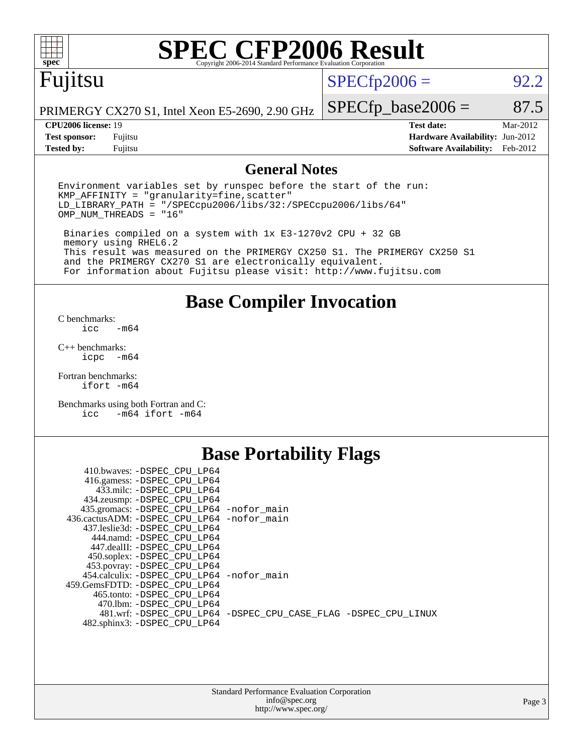# SPEC CFP2006 Result

Copyright 2006-2014 Standard Performance Evaluation Corporation

**Fujitsu**

PRIMERGY CX270 S1, Intel Xeon E5-2690, 2.90 GHz

SPECfp2006 = 92.2

SPECfp_base2006 = 87.5

| | | | |
|---|---|---|---|
| **CPU2006 license:** 19 | | **Test date:** | Mar-2012 |
| **Test sponsor:** | Fujitsu | **Hardware Availability:** | Jun-2012 |
| **Tested by:** | Fujitsu | **Software Availability:** | Feb-2012 |

## General Notes

```
Environment variables set by runspec before the start of the run:
KMP_AFFINITY = "granularity=fine,scatter"
LD_LIBRARY_PATH = "/SPECcpu2006/libs/32:/SPECcpu2006/libs/64"
OMP_NUM_THREADS = "16"

 Binaries compiled on a system with 1x E3-1270v2 CPU + 32 GB
 memory using RHEL6.2
 This result was measured on the PRIMERGY CX250 S1. The PRIMERGY CX250 S1
 and the PRIMERGY CX270 S1 are electronically equivalent.
 For information about Fujitsu please visit: http://www.fujitsu.com
```

## Base Compiler Invocation

C benchmarks:
```
icc  -m64
```

C++ benchmarks:
```
icpc -m64
```

Fortran benchmarks:
```
ifort -m64
```

Benchmarks using both Fortran and C:
```
icc  -m64 ifort -m64
```

## Base Portability Flags

```
    410.bwaves: -DSPEC_CPU_LP64
    416.gamess: -DSPEC_CPU_LP64
      433.milc: -DSPEC_CPU_LP64
    434.zeusmp: -DSPEC_CPU_LP64
   435.gromacs: -DSPEC_CPU_LP64 -nofor_main
436.cactusADM: -DSPEC_CPU_LP64 -nofor_main
   437.leslie3d: -DSPEC_CPU_LP64
      444.namd: -DSPEC_CPU_LP64
    447.dealII: -DSPEC_CPU_LP64
    450.soplex: -DSPEC_CPU_LP64
    453.povray: -DSPEC_CPU_LP64
  454.calculix: -DSPEC_CPU_LP64 -nofor_main
 459.GemsFDTD: -DSPEC_CPU_LP64
     465.tonto: -DSPEC_CPU_LP64
       470.lbm: -DSPEC_CPU_LP64
       481.wrf: -DSPEC_CPU_LP64 -DSPEC_CPU_CASE_FLAG -DSPEC_CPU_LINUX
   482.sphinx3: -DSPEC_CPU_LP64
```

Standard Performance Evaluation Corporation
info@spec.org
http://www.spec.org/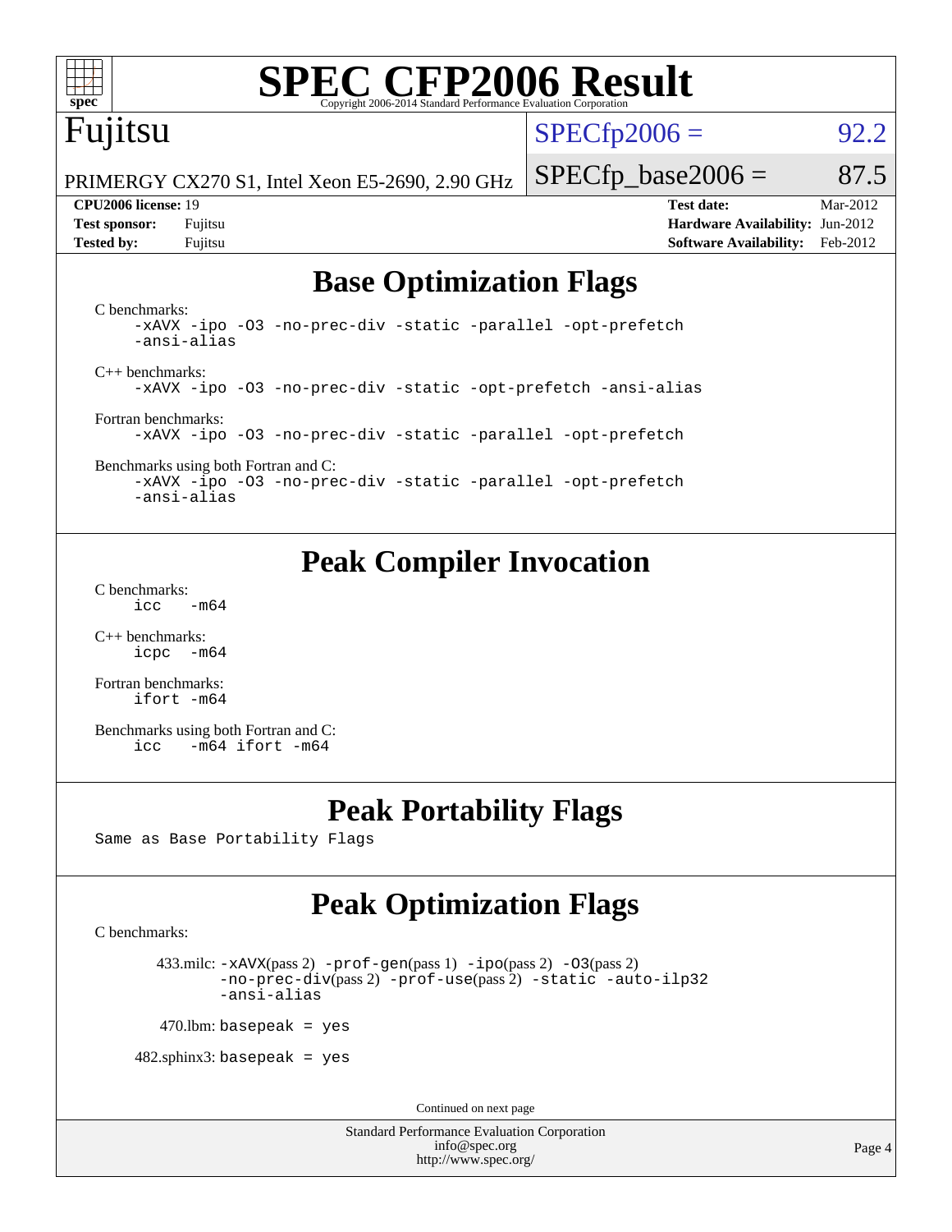# SPEC CFP2006 Result

Copyright 2006-2014 Standard Performance Evaluation Corporation

**Fujitsu**

PRIMERGY CX270 S1, Intel Xeon E5-2690, 2.90 GHz

SPECfp2006 = 92.2

SPECfp_base2006 = 87.5

| | | | |
|---|---|---|---|
| **CPU2006 license:** 19 | | **Test date:** | Mar-2012 |
| **Test sponsor:** | Fujitsu | **Hardware Availability:** | Jun-2012 |
| **Tested by:** | Fujitsu | **Software Availability:** | Feb-2012 |

## Base Optimization Flags

C benchmarks:
```
-xAVX -ipo -O3 -no-prec-div -static -parallel -opt-prefetch
-ansi-alias
```

C++ benchmarks:
```
-xAVX -ipo -O3 -no-prec-div -static -opt-prefetch -ansi-alias
```

Fortran benchmarks:
```
-xAVX -ipo -O3 -no-prec-div -static -parallel -opt-prefetch
```

Benchmarks using both Fortran and C:
```
-xAVX -ipo -O3 -no-prec-div -static -parallel -opt-prefetch
-ansi-alias
```

## Peak Compiler Invocation

C benchmarks:
```
icc   -m64
```

C++ benchmarks:
```
icpc  -m64
```

Fortran benchmarks:
```
ifort -m64
```

Benchmarks using both Fortran and C:
```
icc   -m64 ifort -m64
```

## Peak Portability Flags

Same as Base Portability Flags

## Peak Optimization Flags

C benchmarks:

433.milc: `-xAVX`(pass 2) `-prof-gen`(pass 1) `-ipo`(pass 2) `-O3`(pass 2) `-no-prec-div`(pass 2) `-prof-use`(pass 2) `-static -auto-ilp32 -ansi-alias`

470.lbm: `basepeak = yes`

482.sphinx3: `basepeak = yes`

Continued on next page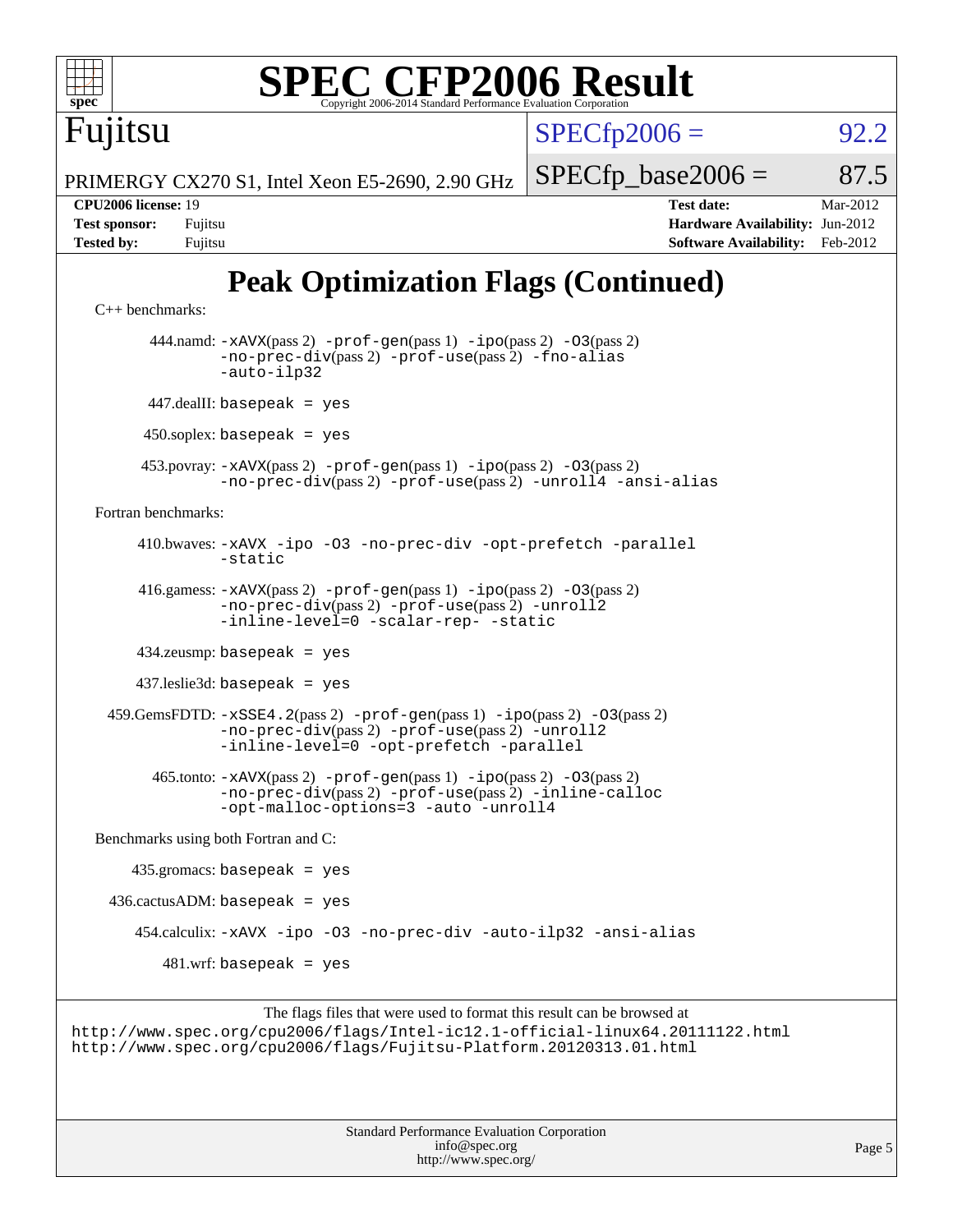# SPEC CFP2006 Result

Copyright 2006-2014 Standard Performance Evaluation Corporation

**Fujitsu**

PRIMERGY CX270 S1, Intel Xeon E5-2690, 2.90 GHz

SPECfp2006 = 92.2

SPECfp_base2006 = 87.5

| | | | |
|---|---|---|---|
| **CPU2006 license:** 19 | | **Test date:** | Mar-2012 |
| **Test sponsor:** | Fujitsu | **Hardware Availability:** | Jun-2012 |
| **Tested by:** | Fujitsu | **Software Availability:** | Feb-2012 |

## Peak Optimization Flags (Continued)

C++ benchmarks:

444.namd: `-xAVX`(pass 2) `-prof-gen`(pass 1) `-ipo`(pass 2) `-O3`(pass 2) `-no-prec-div`(pass 2) `-prof-use`(pass 2) `-fno-alias` `-auto-ilp32`

447.dealII: `basepeak = yes`

450.soplex: `basepeak = yes`

453.povray: `-xAVX`(pass 2) `-prof-gen`(pass 1) `-ipo`(pass 2) `-O3`(pass 2) `-no-prec-div`(pass 2) `-prof-use`(pass 2) `-unroll4` `-ansi-alias`

Fortran benchmarks:

410.bwaves: `-xAVX` `-ipo` `-O3` `-no-prec-div` `-opt-prefetch` `-parallel` `-static`

416.gamess: `-xAVX`(pass 2) `-prof-gen`(pass 1) `-ipo`(pass 2) `-O3`(pass 2) `-no-prec-div`(pass 2) `-prof-use`(pass 2) `-unroll2` `-inline-level=0` `-scalar-rep-` `-static`

434.zeusmp: `basepeak = yes`

437.leslie3d: `basepeak = yes`

459.GemsFDTD: `-xSSE4.2`(pass 2) `-prof-gen`(pass 1) `-ipo`(pass 2) `-O3`(pass 2) `-no-prec-div`(pass 2) `-prof-use`(pass 2) `-unroll2` `-inline-level=0` `-opt-prefetch` `-parallel`

465.tonto: `-xAVX`(pass 2) `-prof-gen`(pass 1) `-ipo`(pass 2) `-O3`(pass 2) `-no-prec-div`(pass 2) `-prof-use`(pass 2) `-inline-calloc` `-opt-malloc-options=3` `-auto` `-unroll4`

Benchmarks using both Fortran and C:

435.gromacs: `basepeak = yes`

436.cactusADM: `basepeak = yes`

454.calculix: `-xAVX` `-ipo` `-O3` `-no-prec-div` `-auto-ilp32` `-ansi-alias`

481.wrf: `basepeak = yes`

The flags files that were used to format this result can be browsed at
http://www.spec.org/cpu2006/flags/Intel-ic12.1-official-linux64.20111122.html
http://www.spec.org/cpu2006/flags/Fujitsu-Platform.20120313.01.html

Standard Performance Evaluation Corporation
info@spec.org
http://www.spec.org/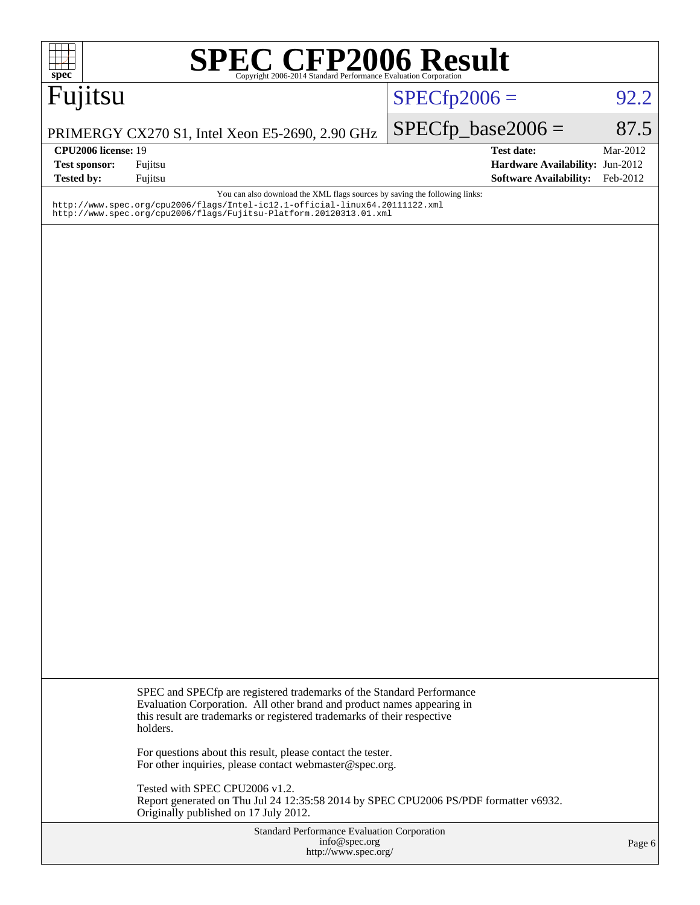# SPEC CFP2006 Result

Copyright 2006-2014 Standard Performance Evaluation Corporation

**Fujitsu**

PRIMERGY CX270 S1, Intel Xeon E5-2690, 2.90 GHz

SPECfp2006 = 92.2

SPECfp_base2006 = 87.5

| | | | |
|---|---|---|---|
| **CPU2006 license:** | 19 | **Test date:** | Mar-2012 |
| **Test sponsor:** | Fujitsu | **Hardware Availability:** | Jun-2012 |
| **Tested by:** | Fujitsu | **Software Availability:** | Feb-2012 |

You can also download the XML flags sources by saving the following links:

```
http://www.spec.org/cpu2006/flags/Intel-ic12.1-official-linux64.20111122.xml
http://www.spec.org/cpu2006/flags/Fujitsu-Platform.20120313.01.xml
```

SPEC and SPECfp are registered trademarks of the Standard Performance Evaluation Corporation. All other brand and product names appearing in this result are trademarks or registered trademarks of their respective holders.

For questions about this result, please contact the tester.
For other inquiries, please contact webmaster@spec.org.

Tested with SPEC CPU2006 v1.2.
Report generated on Thu Jul 24 12:35:58 2014 by SPEC CPU2006 PS/PDF formatter v6932.
Originally published on 17 July 2012.

Standard Performance Evaluation Corporation
info@spec.org
http://www.spec.org/